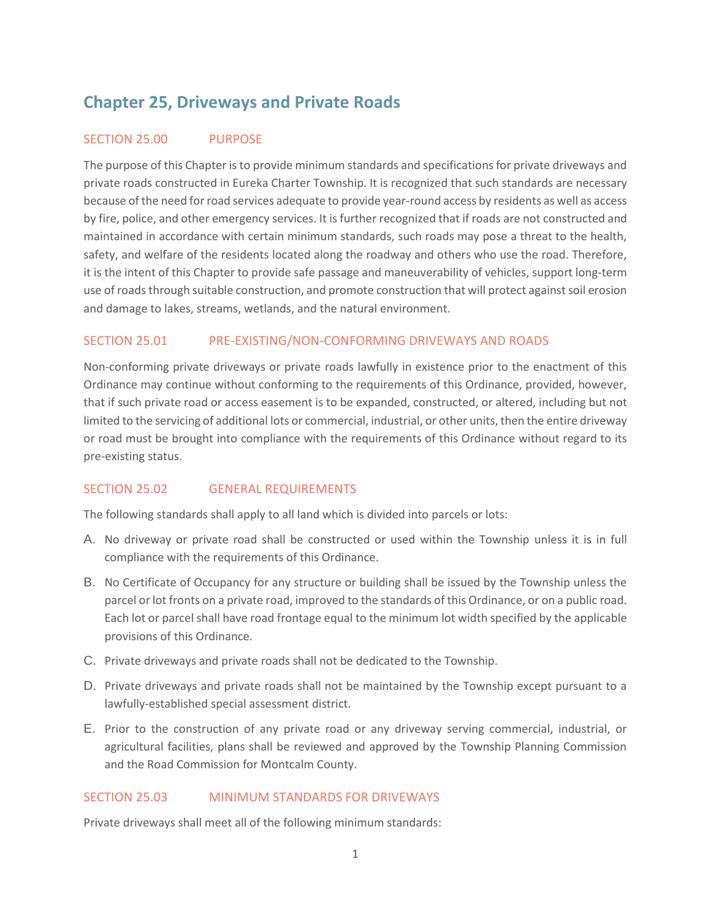# Chapter 25, Driveways and Private Roads

## SECTION 25.00 PURPOSE

The purpose of this Chapter is to provide minimum standards and specifications for private driveways and private roads constructed in Eureka Charter Township. It is recognized that such standards are necessary because of the need for road services adequate to provide year-round access by residents as well as access by fire, police, and other emergency services. It is further recognized that if roads are not constructed and maintained in accordance with certain minimum standards, such roads may pose a threat to the health, safety, and welfare of the residents located along the roadway and others who use the road. Therefore, it is the intent of this Chapter to provide safe passage and maneuverability of vehicles, support long-term use of roads through suitable construction, and promote construction that will protect against soil erosion and damage to lakes, streams, wetlands, and the natural environment.

## SECTION 25.01 PRE-EXISTING/NON-CONFORMING DRIVEWAYS AND ROADS

Non-conforming private driveways or private roads lawfully in existence prior to the enactment of this Ordinance may continue without conforming to the requirements of this Ordinance, provided, however, that if such private road or access easement is to be expanded, constructed, or altered, including but not limited to the servicing of additional lots or commercial, industrial, or other units, then the entire driveway or road must be brought into compliance with the requirements of this Ordinance without regard to its pre-existing status.

## SECTION 25.02 GENERAL REQUIREMENTS

The following standards shall apply to all land which is divided into parcels or lots:

A. No driveway or private road shall be constructed or used within the Township unless it is in full compliance with the requirements of this Ordinance.

B. No Certificate of Occupancy for any structure or building shall be issued by the Township unless the parcel or lot fronts on a private road, improved to the standards of this Ordinance, or on a public road. Each lot or parcel shall have road frontage equal to the minimum lot width specified by the applicable provisions of this Ordinance.

C. Private driveways and private roads shall not be dedicated to the Township.

D. Private driveways and private roads shall not be maintained by the Township except pursuant to a lawfully-established special assessment district.

E. Prior to the construction of any private road or any driveway serving commercial, industrial, or agricultural facilities, plans shall be reviewed and approved by the Township Planning Commission and the Road Commission for Montcalm County.

## SECTION 25.03 MINIMUM STANDARDS FOR DRIVEWAYS

Private driveways shall meet all of the following minimum standards: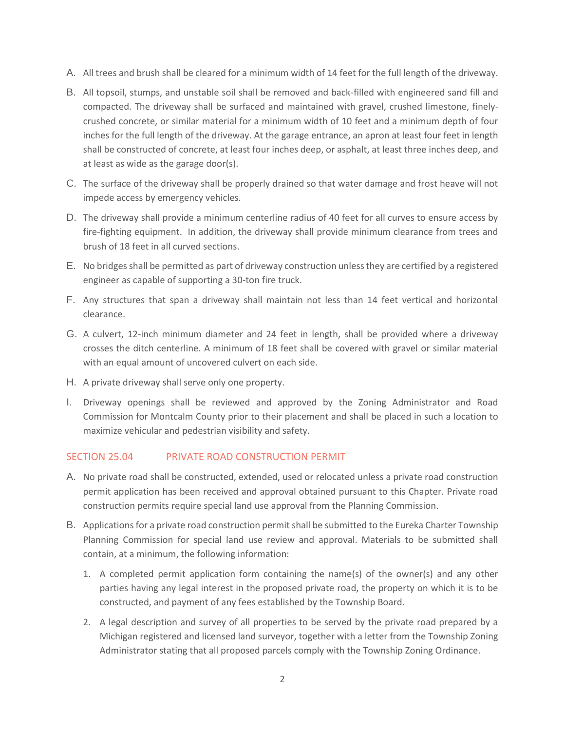A. All trees and brush shall be cleared for a minimum width of 14 feet for the full length of the driveway.

B. All topsoil, stumps, and unstable soil shall be removed and back-filled with engineered sand fill and compacted. The driveway shall be surfaced and maintained with gravel, crushed limestone, finely-crushed concrete, or similar material for a minimum width of 10 feet and a minimum depth of four inches for the full length of the driveway. At the garage entrance, an apron at least four feet in length shall be constructed of concrete, at least four inches deep, or asphalt, at least three inches deep, and at least as wide as the garage door(s).

C. The surface of the driveway shall be properly drained so that water damage and frost heave will not impede access by emergency vehicles.

D. The driveway shall provide a minimum centerline radius of 40 feet for all curves to ensure access by fire-fighting equipment. In addition, the driveway shall provide minimum clearance from trees and brush of 18 feet in all curved sections.

E. No bridges shall be permitted as part of driveway construction unless they are certified by a registered engineer as capable of supporting a 30-ton fire truck.

F. Any structures that span a driveway shall maintain not less than 14 feet vertical and horizontal clearance.

G. A culvert, 12-inch minimum diameter and 24 feet in length, shall be provided where a driveway crosses the ditch centerline. A minimum of 18 feet shall be covered with gravel or similar material with an equal amount of uncovered culvert on each side.

H. A private driveway shall serve only one property.

I. Driveway openings shall be reviewed and approved by the Zoning Administrator and Road Commission for Montcalm County prior to their placement and shall be placed in such a location to maximize vehicular and pedestrian visibility and safety.

## SECTION 25.04 PRIVATE ROAD CONSTRUCTION PERMIT

A. No private road shall be constructed, extended, used or relocated unless a private road construction permit application has been received and approval obtained pursuant to this Chapter. Private road construction permits require special land use approval from the Planning Commission.

B. Applications for a private road construction permit shall be submitted to the Eureka Charter Township Planning Commission for special land use review and approval. Materials to be submitted shall contain, at a minimum, the following information:

   1. A completed permit application form containing the name(s) of the owner(s) and any other parties having any legal interest in the proposed private road, the property on which it is to be constructed, and payment of any fees established by the Township Board.

   2. A legal description and survey of all properties to be served by the private road prepared by a Michigan registered and licensed land surveyor, together with a letter from the Township Zoning Administrator stating that all proposed parcels comply with the Township Zoning Ordinance.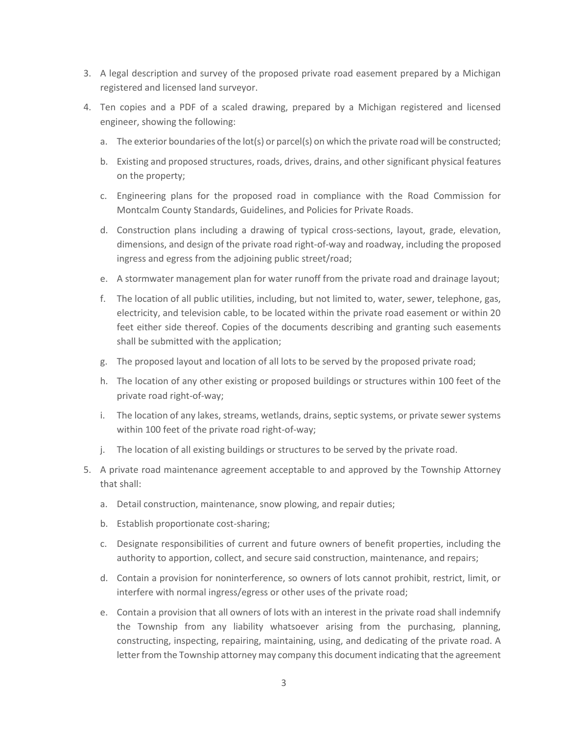3. A legal description and survey of the proposed private road easement prepared by a Michigan registered and licensed land surveyor.

4. Ten copies and a PDF of a scaled drawing, prepared by a Michigan registered and licensed engineer, showing the following:

   a. The exterior boundaries of the lot(s) or parcel(s) on which the private road will be constructed;

   b. Existing and proposed structures, roads, drives, drains, and other significant physical features on the property;

   c. Engineering plans for the proposed road in compliance with the Road Commission for Montcalm County Standards, Guidelines, and Policies for Private Roads.

   d. Construction plans including a drawing of typical cross-sections, layout, grade, elevation, dimensions, and design of the private road right-of-way and roadway, including the proposed ingress and egress from the adjoining public street/road;

   e. A stormwater management plan for water runoff from the private road and drainage layout;

   f. The location of all public utilities, including, but not limited to, water, sewer, telephone, gas, electricity, and television cable, to be located within the private road easement or within 20 feet either side thereof. Copies of the documents describing and granting such easements shall be submitted with the application;

   g. The proposed layout and location of all lots to be served by the proposed private road;

   h. The location of any other existing or proposed buildings or structures within 100 feet of the private road right-of-way;

   i. The location of any lakes, streams, wetlands, drains, septic systems, or private sewer systems within 100 feet of the private road right-of-way;

   j. The location of all existing buildings or structures to be served by the private road.

5. A private road maintenance agreement acceptable to and approved by the Township Attorney that shall:

   a. Detail construction, maintenance, snow plowing, and repair duties;

   b. Establish proportionate cost-sharing;

   c. Designate responsibilities of current and future owners of benefit properties, including the authority to apportion, collect, and secure said construction, maintenance, and repairs;

   d. Contain a provision for noninterference, so owners of lots cannot prohibit, restrict, limit, or interfere with normal ingress/egress or other uses of the private road;

   e. Contain a provision that all owners of lots with an interest in the private road shall indemnify the Township from any liability whatsoever arising from the purchasing, planning, constructing, inspecting, repairing, maintaining, using, and dedicating of the private road. A letter from the Township attorney may company this document indicating that the agreement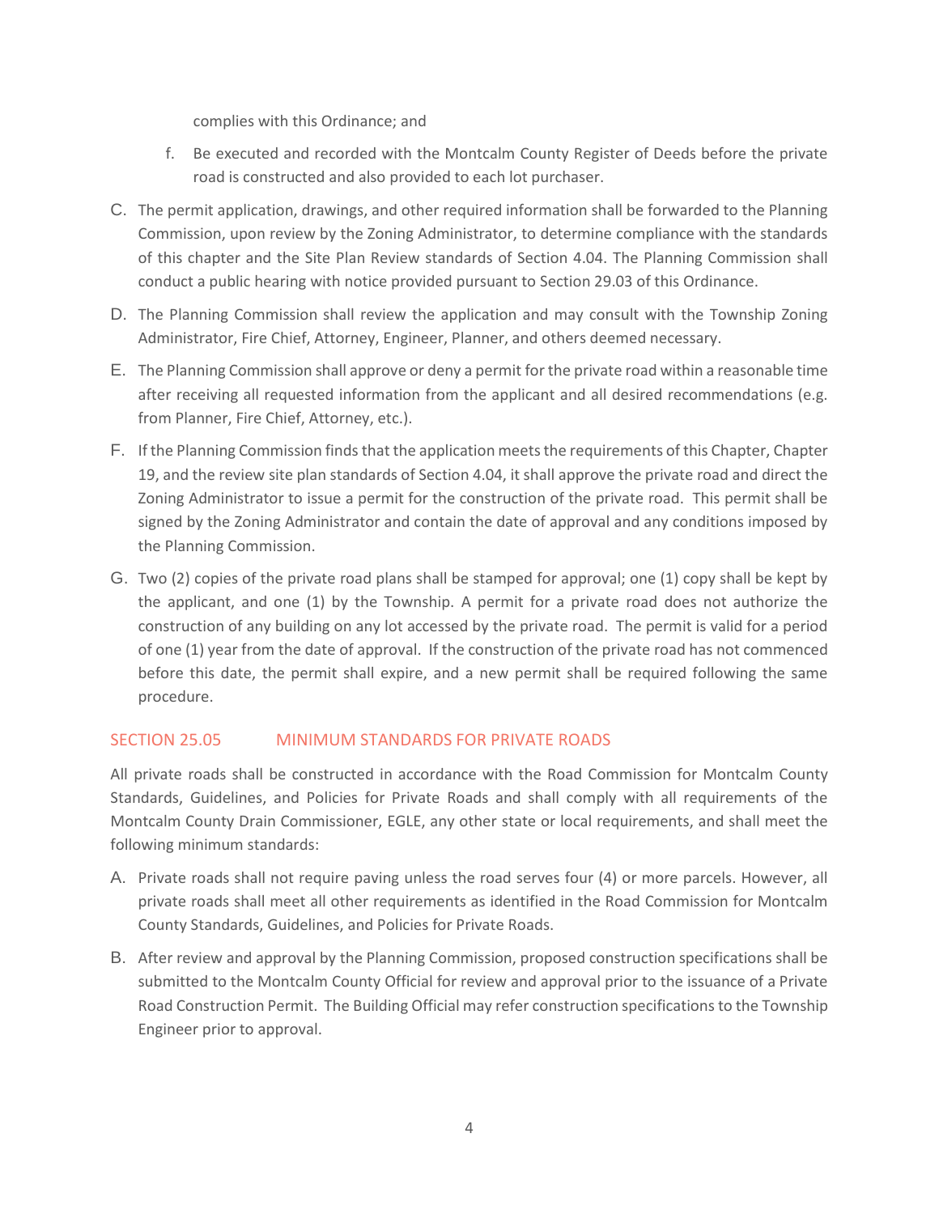complies with this Ordinance; and

f. Be executed and recorded with the Montcalm County Register of Deeds before the private road is constructed and also provided to each lot purchaser.

C. The permit application, drawings, and other required information shall be forwarded to the Planning Commission, upon review by the Zoning Administrator, to determine compliance with the standards of this chapter and the Site Plan Review standards of Section 4.04. The Planning Commission shall conduct a public hearing with notice provided pursuant to Section 29.03 of this Ordinance.

D. The Planning Commission shall review the application and may consult with the Township Zoning Administrator, Fire Chief, Attorney, Engineer, Planner, and others deemed necessary.

E. The Planning Commission shall approve or deny a permit for the private road within a reasonable time after receiving all requested information from the applicant and all desired recommendations (e.g. from Planner, Fire Chief, Attorney, etc.).

F. If the Planning Commission finds that the application meets the requirements of this Chapter, Chapter 19, and the review site plan standards of Section 4.04, it shall approve the private road and direct the Zoning Administrator to issue a permit for the construction of the private road. This permit shall be signed by the Zoning Administrator and contain the date of approval and any conditions imposed by the Planning Commission.

G. Two (2) copies of the private road plans shall be stamped for approval; one (1) copy shall be kept by the applicant, and one (1) by the Township. A permit for a private road does not authorize the construction of any building on any lot accessed by the private road. The permit is valid for a period of one (1) year from the date of approval. If the construction of the private road has not commenced before this date, the permit shall expire, and a new permit shall be required following the same procedure.

## SECTION 25.05 MINIMUM STANDARDS FOR PRIVATE ROADS

All private roads shall be constructed in accordance with the Road Commission for Montcalm County Standards, Guidelines, and Policies for Private Roads and shall comply with all requirements of the Montcalm County Drain Commissioner, EGLE, any other state or local requirements, and shall meet the following minimum standards:

A. Private roads shall not require paving unless the road serves four (4) or more parcels. However, all private roads shall meet all other requirements as identified in the Road Commission for Montcalm County Standards, Guidelines, and Policies for Private Roads.

B. After review and approval by the Planning Commission, proposed construction specifications shall be submitted to the Montcalm County Official for review and approval prior to the issuance of a Private Road Construction Permit. The Building Official may refer construction specifications to the Township Engineer prior to approval.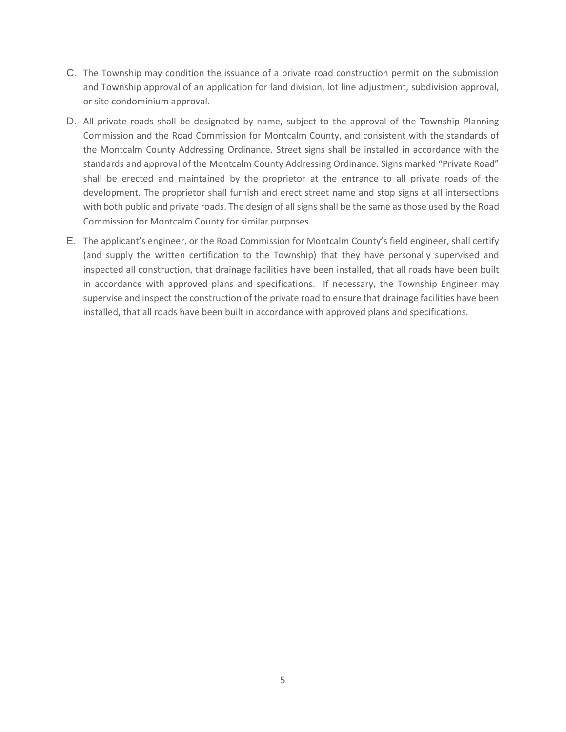C. The Township may condition the issuance of a private road construction permit on the submission and Township approval of an application for land division, lot line adjustment, subdivision approval, or site condominium approval.

D. All private roads shall be designated by name, subject to the approval of the Township Planning Commission and the Road Commission for Montcalm County, and consistent with the standards of the Montcalm County Addressing Ordinance. Street signs shall be installed in accordance with the standards and approval of the Montcalm County Addressing Ordinance. Signs marked "Private Road" shall be erected and maintained by the proprietor at the entrance to all private roads of the development. The proprietor shall furnish and erect street name and stop signs at all intersections with both public and private roads. The design of all signs shall be the same as those used by the Road Commission for Montcalm County for similar purposes.

E. The applicant's engineer, or the Road Commission for Montcalm County's field engineer, shall certify (and supply the written certification to the Township) that they have personally supervised and inspected all construction, that drainage facilities have been installed, that all roads have been built in accordance with approved plans and specifications. If necessary, the Township Engineer may supervise and inspect the construction of the private road to ensure that drainage facilities have been installed, that all roads have been built in accordance with approved plans and specifications.